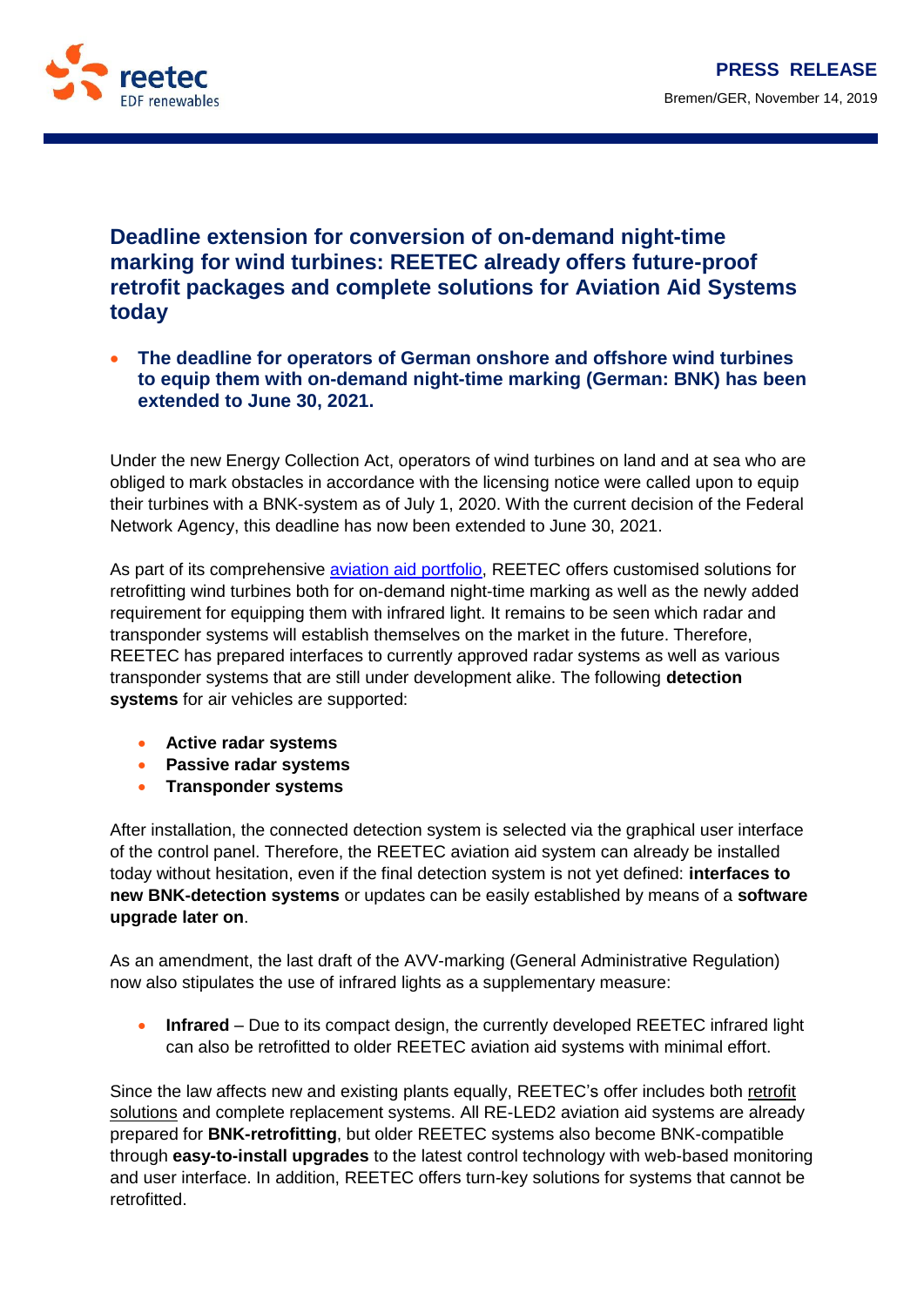**PRESS RELEASE**

Bremen/GER, November 14, 2019

# Deadline extension for conversion of on-demand night-time marking for wind turbines: REETEC already offers future-proof retrofit packages and complete solutions for Aviation Aid Systems today

- **The deadline for operators of German onshore and offshore wind turbines to equip them with on-demand night-time marking (German: BNK) has been extended to June 30, 2021.**

Under the new Energy Collection Act, operators of wind turbines on land and at sea who are obliged to mark obstacles in accordance with the licensing notice were called upon to equip their turbines with a BNK-system as of July 1, 2020. With the current decision of the Federal Network Agency, this deadline has now been extended to June 30, 2021.

As part of its comprehensive aviation aid portfolio, REETEC offers customised solutions for retrofitting wind turbines both for on-demand night-time marking as well as the newly added requirement for equipping them with infrared light. It remains to be seen which radar and transponder systems will establish themselves on the market in the future. Therefore, REETEC has prepared interfaces to currently approved radar systems as well as various transponder systems that are still under development alike. The following **detection systems** for air vehicles are supported:

- **Active radar systems**
- **Passive radar systems**
- **Transponder systems**

After installation, the connected detection system is selected via the graphical user interface of the control panel. Therefore, the REETEC aviation aid system can already be installed today without hesitation, even if the final detection system is not yet defined: **interfaces to new BNK-detection systems** or updates can be easily established by means of a **software upgrade later on**.

As an amendment, the last draft of the AVV-marking (General Administrative Regulation) now also stipulates the use of infrared lights as a supplementary measure:

- **Infrared** – Due to its compact design, the currently developed REETEC infrared light can also be retrofitted to older REETEC aviation aid systems with minimal effort.

Since the law affects new and existing plants equally, REETEC's offer includes both retrofit solutions and complete replacement systems. All RE-LED2 aviation aid systems are already prepared for **BNK-retrofitting**, but older REETEC systems also become BNK-compatible through **easy-to-install upgrades** to the latest control technology with web-based monitoring and user interface. In addition, REETEC offers turn-key solutions for systems that cannot be retrofitted.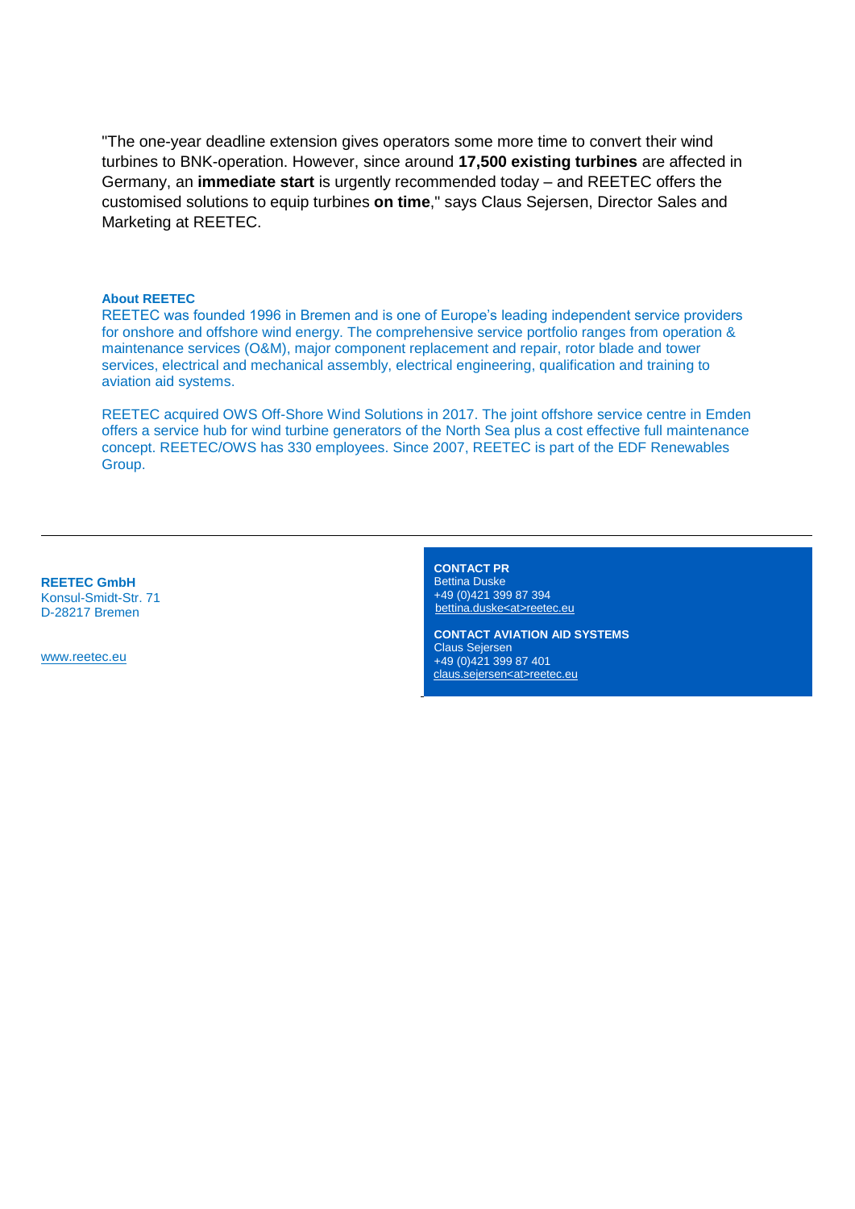"The one-year deadline extension gives operators some more time to convert their wind turbines to BNK-operation. However, since around **17,500 existing turbines** are affected in Germany, an **immediate start** is urgently recommended today – and REETEC offers the customised solutions to equip turbines **on time**," says Claus Sejersen, Director Sales and Marketing at REETEC.

**About REETEC**

REETEC was founded 1996 in Bremen and is one of Europe's leading independent service providers for onshore and offshore wind energy. The comprehensive service portfolio ranges from operation & maintenance services (O&M), major component replacement and repair, rotor blade and tower services, electrical and mechanical assembly, electrical engineering, qualification and training to aviation aid systems.

REETEC acquired OWS Off-Shore Wind Solutions in 2017. The joint offshore service centre in Emden offers a service hub for wind turbine generators of the North Sea plus a cost effective full maintenance concept. REETEC/OWS has 330 employees. Since 2007, REETEC is part of the EDF Renewables Group.

---

**REETEC GmbH**
Konsul-Smidt-Str. 71
D-28217 Bremen

www.reetec.eu

**CONTACT PR**
Bettina Duske
+49 (0)421 399 87 394
bettina.duske<at>reetec.eu

**CONTACT AVIATION AID SYSTEMS**
Claus Sejersen
+49 (0)421 399 87 401
claus.sejersen<at>reetec.eu